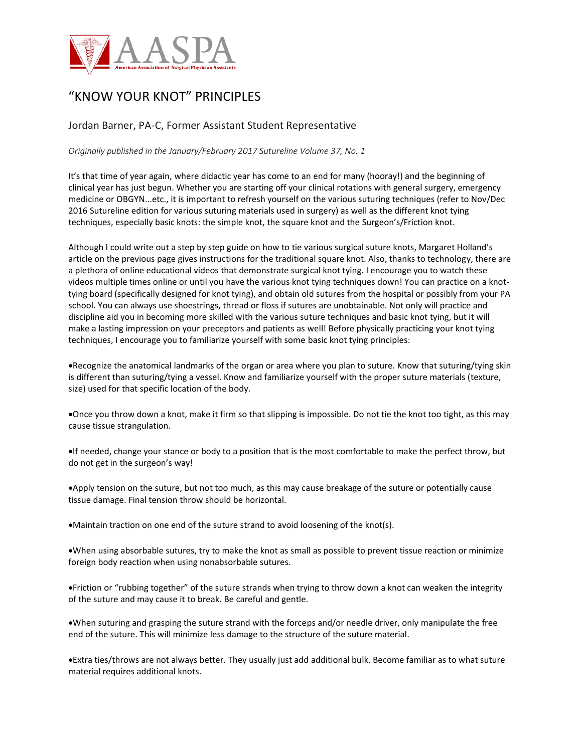# "KNOW YOUR KNOT" PRINCIPLES

Jordan Barner, PA-C, Former Assistant Student Representative

*Originally published in the January/February 2017 Sutureline Volume 37, No. 1*

It's that time of year again, where didactic year has come to an end for many (hooray!) and the beginning of clinical year has just begun. Whether you are starting off your clinical rotations with general surgery, emergency medicine or OBGYN...etc., it is important to refresh yourself on the various suturing techniques (refer to Nov/Dec 2016 Sutureline edition for various suturing materials used in surgery) as well as the different knot tying techniques, especially basic knots: the simple knot, the square knot and the Surgeon's/Friction knot.

Although I could write out a step by step guide on how to tie various surgical suture knots, Margaret Holland's article on the previous page gives instructions for the traditional square knot. Also, thanks to technology, there are a plethora of online educational videos that demonstrate surgical knot tying. I encourage you to watch these videos multiple times online or until you have the various knot tying techniques down! You can practice on a knot-tying board (specifically designed for knot tying), and obtain old sutures from the hospital or possibly from your PA school. You can always use shoestrings, thread or floss if sutures are unobtainable. Not only will practice and discipline aid you in becoming more skilled with the various suture techniques and basic knot tying, but it will make a lasting impression on your preceptors and patients as well! Before physically practicing your knot tying techniques, I encourage you to familiarize yourself with some basic knot tying principles:

- Recognize the anatomical landmarks of the organ or area where you plan to suture. Know that suturing/tying skin is different than suturing/tying a vessel. Know and familiarize yourself with the proper suture materials (texture, size) used for that specific location of the body.

- Once you throw down a knot, make it firm so that slipping is impossible. Do not tie the knot too tight, as this may cause tissue strangulation.

- If needed, change your stance or body to a position that is the most comfortable to make the perfect throw, but do not get in the surgeon's way!

- Apply tension on the suture, but not too much, as this may cause breakage of the suture or potentially cause tissue damage. Final tension throw should be horizontal.

- Maintain traction on one end of the suture strand to avoid loosening of the knot(s).

- When using absorbable sutures, try to make the knot as small as possible to prevent tissue reaction or minimize foreign body reaction when using nonabsorbable sutures.

- Friction or "rubbing together" of the suture strands when trying to throw down a knot can weaken the integrity of the suture and may cause it to break. Be careful and gentle.

- When suturing and grasping the suture strand with the forceps and/or needle driver, only manipulate the free end of the suture. This will minimize less damage to the structure of the suture material.

- Extra ties/throws are not always better. They usually just add additional bulk. Become familiar as to what suture material requires additional knots.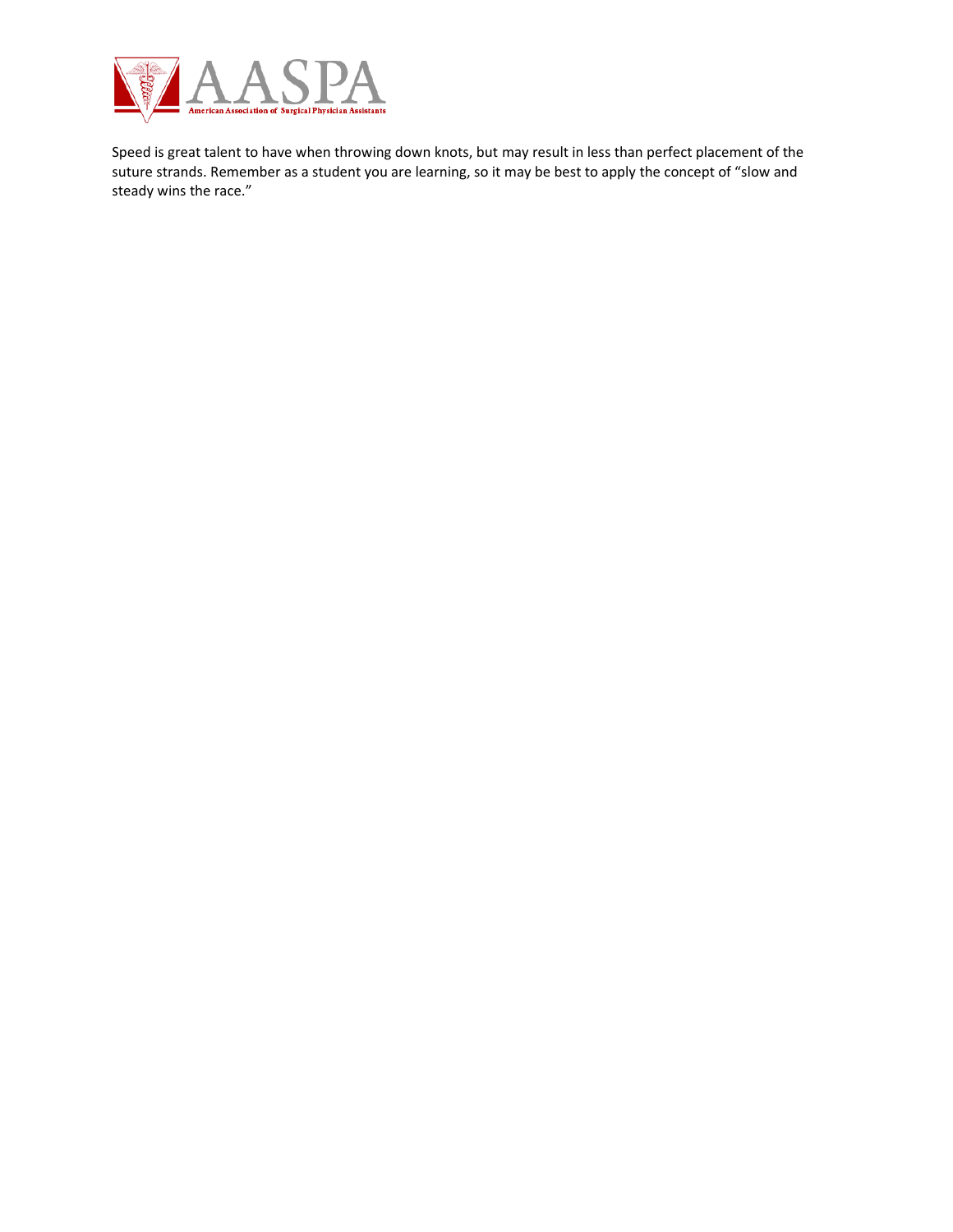Speed is great talent to have when throwing down knots, but may result in less than perfect placement of the suture strands. Remember as a student you are learning, so it may be best to apply the concept of "slow and steady wins the race."